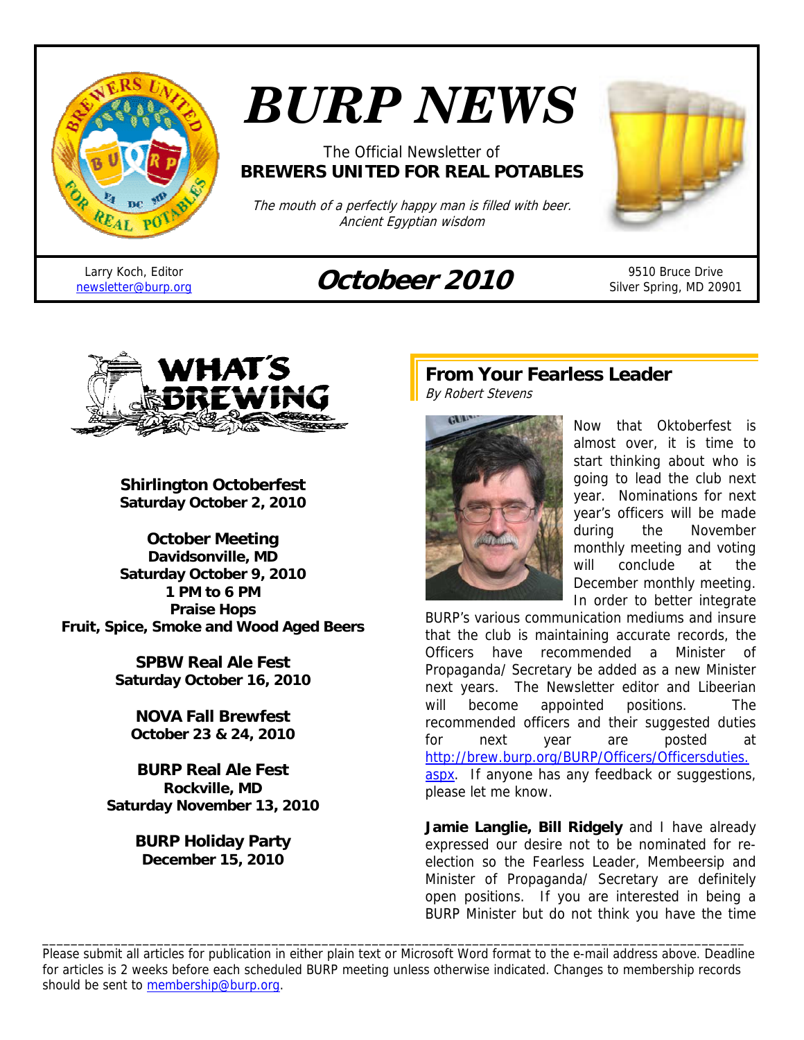# BURP NEWS

The Official Newsletter of
**BREWERS UNITED FOR REAL POTABLES**

*The mouth of a perfectly happy man is filled with beer.*
*Ancient Egyptian wisdom*

Larry Koch, Editor
newsletter@burp.org

**Octobeer 2010**

9510 Bruce Drive
Silver Spring, MD 20901

## WHAT'S BREWING

**Shirlington Octoberfest**
**Saturday October 2, 2010**

**October Meeting**
**Davidsonville, MD**
**Saturday October 9, 2010**
**1 PM to 6 PM**
**Praise Hops**
**Fruit, Spice, Smoke and Wood Aged Beers**

**SPBW Real Ale Fest**
**Saturday October 16, 2010**

**NOVA Fall Brewfest**
**October 23 & 24, 2010**

**BURP Real Ale Fest**
**Rockville, MD**
**Saturday November 13, 2010**

**BURP Holiday Party**
**December 15, 2010**

## From Your Fearless Leader

*By Robert Stevens*

Now that Oktoberfest is almost over, it is time to start thinking about who is going to lead the club next year. Nominations for next year's officers will be made during the November monthly meeting and voting will conclude at the December monthly meeting. In order to better integrate BURP's various communication mediums and insure that the club is maintaining accurate records, the Officers have recommended a Minister of Propaganda/ Secretary be added as a new Minister next years. The Newsletter editor and Libeerian will become appointed positions. The recommended officers and their suggested duties for next year are posted at http://brew.burp.org/BURP/Officers/Officersduties.aspx. If anyone has any feedback or suggestions, please let me know.

**Jamie Langlie, Bill Ridgely** and I have already expressed our desire not to be nominated for re-election so the Fearless Leader, Membeersip and Minister of Propaganda/ Secretary are definitely open positions. If you are interested in being a BURP Minister but do not think you have the time

---

Please submit all articles for publication in either plain text or Microsoft Word format to the e-mail address above. Deadline for articles is 2 weeks before each scheduled BURP meeting unless otherwise indicated. Changes to membership records should be sent to membership@burp.org.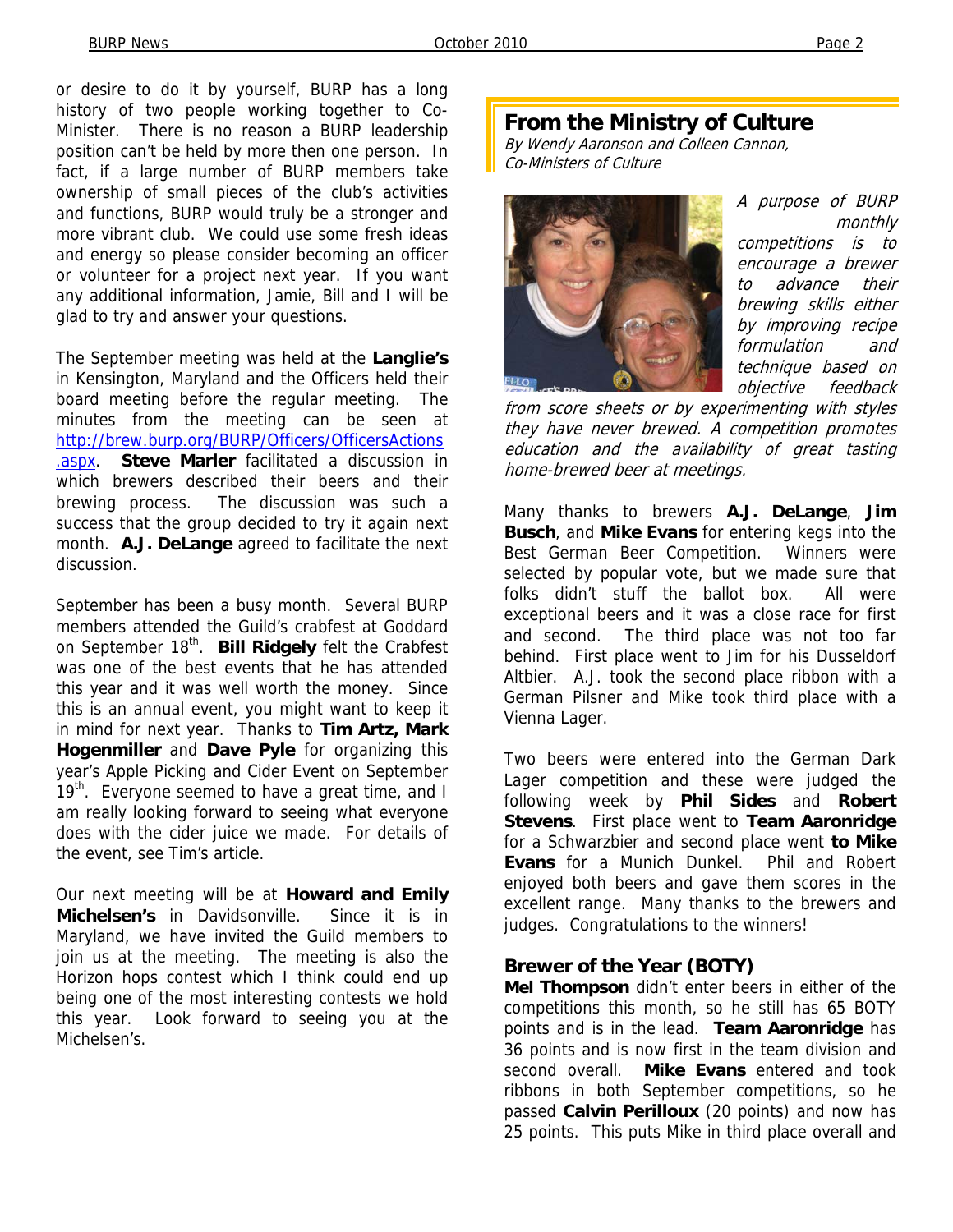or desire to do it by yourself, BURP has a long history of two people working together to Co-Minister. There is no reason a BURP leadership position can't be held by more then one person. In fact, if a large number of BURP members take ownership of small pieces of the club's activities and functions, BURP would truly be a stronger and more vibrant club. We could use some fresh ideas and energy so please consider becoming an officer or volunteer for a project next year. If you want any additional information, Jamie, Bill and I will be glad to try and answer your questions.

The September meeting was held at the **Langlie's** in Kensington, Maryland and the Officers held their board meeting before the regular meeting. The minutes from the meeting can be seen at http://brew.burp.org/BURP/Officers/OfficersActions.aspx. **Steve Marler** facilitated a discussion in which brewers described their beers and their brewing process. The discussion was such a success that the group decided to try it again next month. **A.J. DeLange** agreed to facilitate the next discussion.

September has been a busy month. Several BURP members attended the Guild's crabfest at Goddard on September 18th. **Bill Ridgely** felt the Crabfest was one of the best events that he has attended this year and it was well worth the money. Since this is an annual event, you might want to keep it in mind for next year. Thanks to **Tim Artz, Mark Hogenmiller** and **Dave Pyle** for organizing this year's Apple Picking and Cider Event on September 19th. Everyone seemed to have a great time, and I am really looking forward to seeing what everyone does with the cider juice we made. For details of the event, see Tim's article.

Our next meeting will be at **Howard and Emily Michelsen's** in Davidsonville. Since it is in Maryland, we have invited the Guild members to join us at the meeting. The meeting is also the Horizon hops contest which I think could end up being one of the most interesting contests we hold this year. Look forward to seeing you at the Michelsen's.

## From the Ministry of Culture

*By Wendy Aaronson and Colleen Cannon, Co-Ministers of Culture*

*A purpose of BURP monthly competitions is to encourage a brewer to advance their brewing skills either by improving recipe formulation and technique based on objective feedback from score sheets or by experimenting with styles they have never brewed. A competition promotes education and the availability of great tasting home-brewed beer at meetings.*

Many thanks to brewers **A.J. DeLange**, **Jim Busch**, and **Mike Evans** for entering kegs into the Best German Beer Competition. Winners were selected by popular vote, but we made sure that folks didn't stuff the ballot box. All were exceptional beers and it was a close race for first and second. The third place was not too far behind. First place went to Jim for his Dusseldorf Altbier. A.J. took the second place ribbon with a German Pilsner and Mike took third place with a Vienna Lager.

Two beers were entered into the German Dark Lager competition and these were judged the following week by **Phil Sides** and **Robert Stevens**. First place went to **Team Aaronridge** for a Schwarzbier and second place went **to Mike Evans** for a Munich Dunkel. Phil and Robert enjoyed both beers and gave them scores in the excellent range. Many thanks to the brewers and judges. Congratulations to the winners!

### Brewer of the Year (BOTY)

**Mel Thompson** didn't enter beers in either of the competitions this month, so he still has 65 BOTY points and is in the lead. **Team Aaronridge** has 36 points and is now first in the team division and second overall. **Mike Evans** entered and took ribbons in both September competitions, so he passed **Calvin Perilloux** (20 points) and now has 25 points. This puts Mike in third place overall and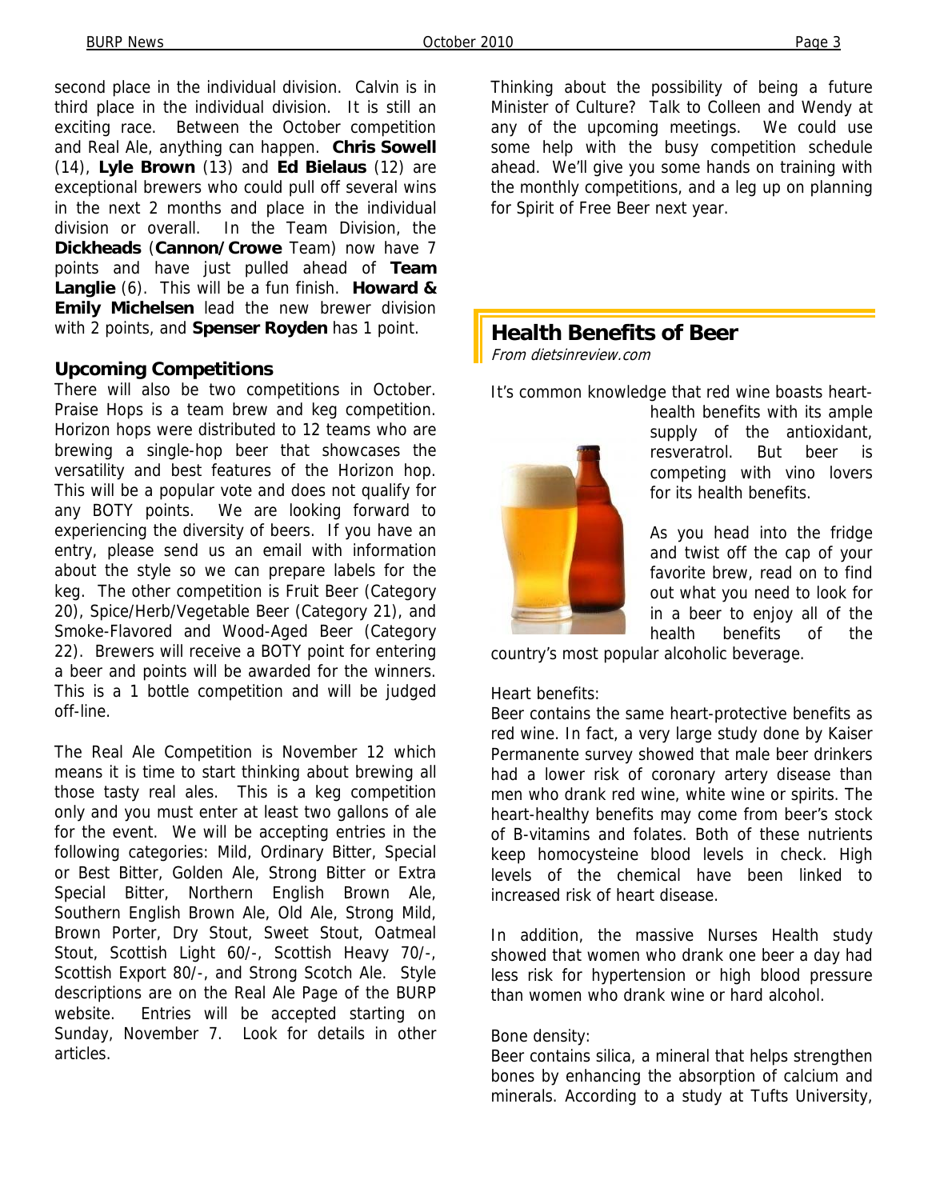second place in the individual division. Calvin is in third place in the individual division. It is still an exciting race. Between the October competition and Real Ale, anything can happen. **Chris Sowell** (14), **Lyle Brown** (13) and **Ed Bielaus** (12) are exceptional brewers who could pull off several wins in the next 2 months and place in the individual division or overall. In the Team Division, the **Dickheads** (**Cannon/Crowe** Team) now have 7 points and have just pulled ahead of **Team Langlie** (6). This will be a fun finish. **Howard & Emily Michelsen** lead the new brewer division with 2 points, and **Spenser Royden** has 1 point.

### Upcoming Competitions

There will also be two competitions in October. Praise Hops is a team brew and keg competition. Horizon hops were distributed to 12 teams who are brewing a single-hop beer that showcases the versatility and best features of the Horizon hop. This will be a popular vote and does not qualify for any BOTY points. We are looking forward to experiencing the diversity of beers. If you have an entry, please send us an email with information about the style so we can prepare labels for the keg. The other competition is Fruit Beer (Category 20), Spice/Herb/Vegetable Beer (Category 21), and Smoke-Flavored and Wood-Aged Beer (Category 22). Brewers will receive a BOTY point for entering a beer and points will be awarded for the winners. This is a 1 bottle competition and will be judged off-line.

The Real Ale Competition is November 12 which means it is time to start thinking about brewing all those tasty real ales. This is a keg competition only and you must enter at least two gallons of ale for the event. We will be accepting entries in the following categories: Mild, Ordinary Bitter, Special or Best Bitter, Golden Ale, Strong Bitter or Extra Special Bitter, Northern English Brown Ale, Southern English Brown Ale, Old Ale, Strong Mild, Brown Porter, Dry Stout, Sweet Stout, Oatmeal Stout, Scottish Light 60/-, Scottish Heavy 70/-, Scottish Export 80/-, and Strong Scotch Ale. Style descriptions are on the Real Ale Page of the BURP website. Entries will be accepted starting on Sunday, November 7. Look for details in other articles.

Thinking about the possibility of being a future Minister of Culture? Talk to Colleen and Wendy at any of the upcoming meetings. We could use some help with the busy competition schedule ahead. We'll give you some hands on training with the monthly competitions, and a leg up on planning for Spirit of Free Beer next year.

## Health Benefits of Beer

*From dietsinreview.com*

It's common knowledge that red wine boasts heart-health benefits with its ample supply of the antioxidant, resveratrol. But beer is competing with vino lovers for its health benefits.

As you head into the fridge and twist off the cap of your favorite brew, read on to find out what you need to look for in a beer to enjoy all of the health benefits of the country's most popular alcoholic beverage.

Heart benefits:

Beer contains the same heart-protective benefits as red wine. In fact, a very large study done by Kaiser Permanente survey showed that male beer drinkers had a lower risk of coronary artery disease than men who drank red wine, white wine or spirits. The heart-healthy benefits may come from beer's stock of B-vitamins and folates. Both of these nutrients keep homocysteine blood levels in check. High levels of the chemical have been linked to increased risk of heart disease.

In addition, the massive Nurses Health study showed that women who drank one beer a day had less risk for hypertension or high blood pressure than women who drank wine or hard alcohol.

Bone density:

Beer contains silica, a mineral that helps strengthen bones by enhancing the absorption of calcium and minerals. According to a study at Tufts University,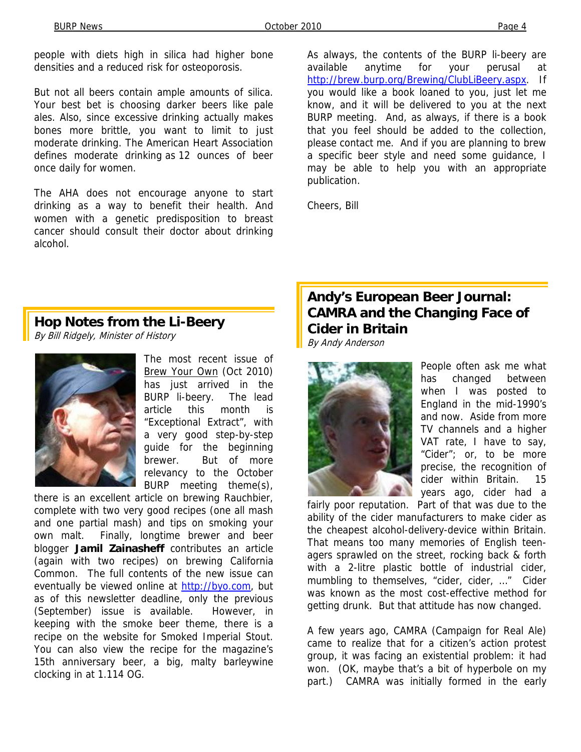people with diets high in silica had higher bone densities and a reduced risk for osteoporosis.

But not all beers contain ample amounts of silica. Your best bet is choosing darker beers like pale ales. Also, since excessive drinking actually makes bones more brittle, you want to limit to just moderate drinking. The American Heart Association defines moderate drinking as 12 ounces of beer once daily for women.

The AHA does not encourage anyone to start drinking as a way to benefit their health. And women with a genetic predisposition to breast cancer should consult their doctor about drinking alcohol.

As always, the contents of the BURP li-beery are available anytime for your perusal at http://brew.burp.org/Brewing/ClubLiBeery.aspx. If you would like a book loaned to you, just let me know, and it will be delivered to you at the next BURP meeting. And, as always, if there is a book that you feel should be added to the collection, please contact me. And if you are planning to brew a specific beer style and need some guidance, I may be able to help you with an appropriate publication.

Cheers, Bill

## Hop Notes from the Li-Beery

*By Bill Ridgely, Minister of History*

The most recent issue of Brew Your Own (Oct 2010) has just arrived in the BURP li-beery. The lead article this month is "Exceptional Extract", with a very good step-by-step guide for the beginning brewer. But of more relevancy to the October BURP meeting theme(s), there is an excellent article on brewing Rauchbier, complete with two very good recipes (one all mash and one partial mash) and tips on smoking your own malt. Finally, longtime brewer and beer blogger **Jamil Zainasheff** contributes an article (again with two recipes) on brewing California Common. The full contents of the new issue can eventually be viewed online at http://byo.com, but as of this newsletter deadline, only the previous (September) issue is available. However, in keeping with the smoke beer theme, there is a recipe on the website for Smoked Imperial Stout. You can also view the recipe for the magazine's 15th anniversary beer, a big, malty barleywine clocking in at 1.114 OG.

## Andy's European Beer Journal: CAMRA and the Changing Face of Cider in Britain

*By Andy Anderson*

People often ask me what has changed between when I was posted to England in the mid-1990's and now. Aside from more TV channels and a higher VAT rate, I have to say, "Cider"; or, to be more precise, the recognition of cider within Britain. 15 years ago, cider had a fairly poor reputation. Part of that was due to the ability of the cider manufacturers to make cider as the cheapest alcohol-delivery-device within Britain. That means too many memories of English teen-agers sprawled on the street, rocking back & forth with a 2-litre plastic bottle of industrial cider, mumbling to themselves, "cider, cider, …" Cider was known as the most cost-effective method for getting drunk. But that attitude has now changed.

A few years ago, CAMRA (Campaign for Real Ale) came to realize that for a citizen's action protest group, it was facing an existential problem: it had won. (OK, maybe that's a bit of hyperbole on my part.) CAMRA was initially formed in the early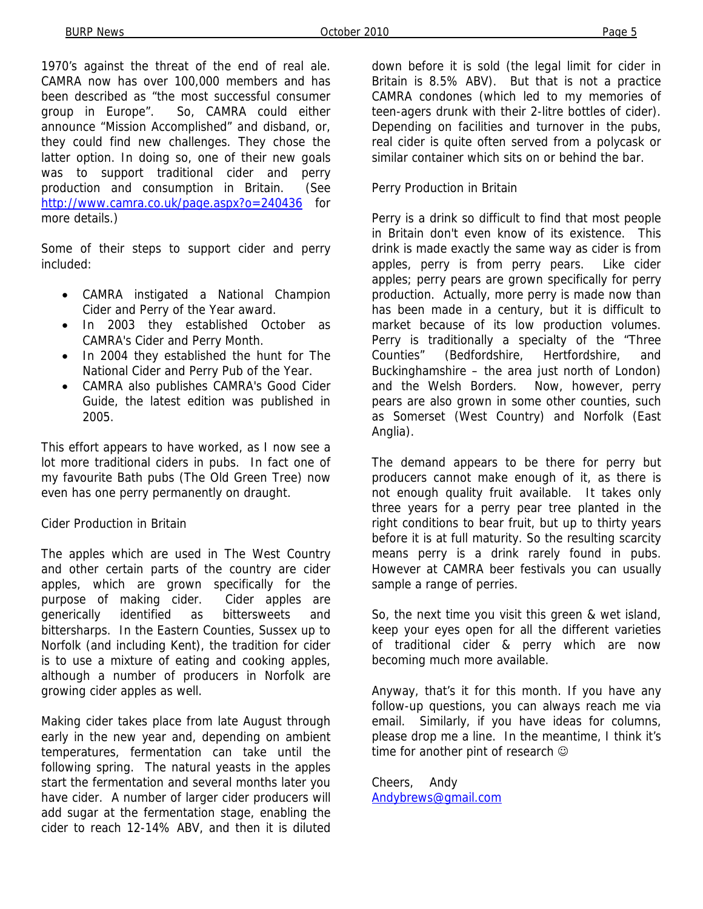1970's against the threat of the end of real ale. CAMRA now has over 100,000 members and has been described as "the most successful consumer group in Europe". So, CAMRA could either announce "Mission Accomplished" and disband, or, they could find new challenges. They chose the latter option. In doing so, one of their new goals was to support traditional cider and perry production and consumption in Britain. (See http://www.camra.co.uk/page.aspx?o=240436 for more details.)

Some of their steps to support cider and perry included:

- CAMRA instigated a National Champion Cider and Perry of the Year award.
- In 2003 they established October as CAMRA's Cider and Perry Month.
- In 2004 they established the hunt for The National Cider and Perry Pub of the Year.
- CAMRA also publishes CAMRA's Good Cider Guide, the latest edition was published in 2005.

This effort appears to have worked, as I now see a lot more traditional ciders in pubs. In fact one of my favourite Bath pubs (The Old Green Tree) now even has one perry permanently on draught.

Cider Production in Britain

The apples which are used in The West Country and other certain parts of the country are cider apples, which are grown specifically for the purpose of making cider. Cider apples are generically identified as bittersweets and bittersharps. In the Eastern Counties, Sussex up to Norfolk (and including Kent), the tradition for cider is to use a mixture of eating and cooking apples, although a number of producers in Norfolk are growing cider apples as well.

Making cider takes place from late August through early in the new year and, depending on ambient temperatures, fermentation can take until the following spring. The natural yeasts in the apples start the fermentation and several months later you have cider. A number of larger cider producers will add sugar at the fermentation stage, enabling the cider to reach 12-14% ABV, and then it is diluted down before it is sold (the legal limit for cider in Britain is 8.5% ABV). But that is not a practice CAMRA condones (which led to my memories of teen-agers drunk with their 2-litre bottles of cider). Depending on facilities and turnover in the pubs, real cider is quite often served from a polycask or similar container which sits on or behind the bar.

Perry Production in Britain

Perry is a drink so difficult to find that most people in Britain don't even know of its existence. This drink is made exactly the same way as cider is from apples, perry is from perry pears. Like cider apples; perry pears are grown specifically for perry production. Actually, more perry is made now than has been made in a century, but it is difficult to market because of its low production volumes. Perry is traditionally a specialty of the "Three Counties" (Bedfordshire, Hertfordshire, and Buckinghamshire – the area just north of London) and the Welsh Borders. Now, however, perry pears are also grown in some other counties, such as Somerset (West Country) and Norfolk (East Anglia).

The demand appears to be there for perry but producers cannot make enough of it, as there is not enough quality fruit available. It takes only three years for a perry pear tree planted in the right conditions to bear fruit, but up to thirty years before it is at full maturity. So the resulting scarcity means perry is a drink rarely found in pubs. However at CAMRA beer festivals you can usually sample a range of perries.

So, the next time you visit this green & wet island, keep your eyes open for all the different varieties of traditional cider & perry which are now becoming much more available.

Anyway, that's it for this month. If you have any follow-up questions, you can always reach me via email. Similarly, if you have ideas for columns, please drop me a line. In the meantime, I think it's time for another pint of research ☺

Cheers, Andy
Andybrews@gmail.com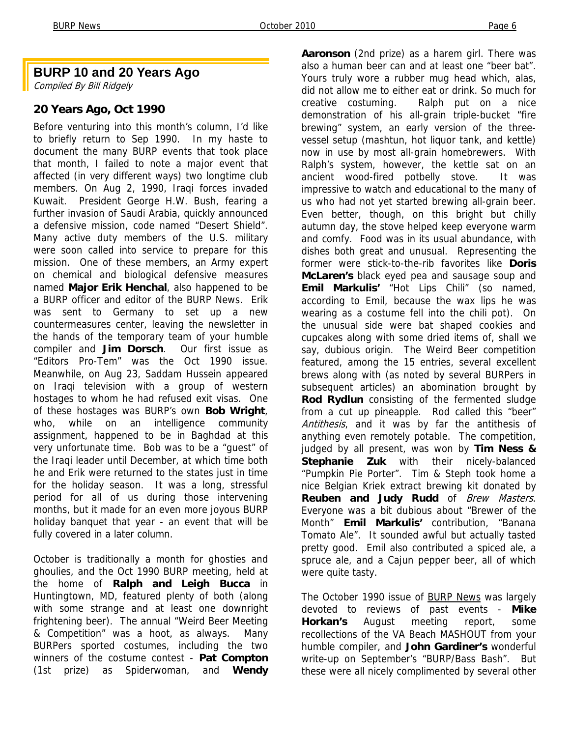## BURP 10 and 20 Years Ago

*Compiled By Bill Ridgely*

### 20 Years Ago, Oct 1990

Before venturing into this month's column, I'd like to briefly return to Sep 1990. In my haste to document the many BURP events that took place that month, I failed to note a major event that affected (in very different ways) two longtime club members. On Aug 2, 1990, Iraqi forces invaded Kuwait. President George H.W. Bush, fearing a further invasion of Saudi Arabia, quickly announced a defensive mission, code named "Desert Shield". Many active duty members of the U.S. military were soon called into service to prepare for this mission. One of these members, an Army expert on chemical and biological defensive measures named **Major Erik Henchal**, also happened to be a BURP officer and editor of the BURP News. Erik was sent to Germany to set up a new countermeasures center, leaving the newsletter in the hands of the temporary team of your humble compiler and **Jim Dorsch**. Our first issue as "Editors Pro-Tem" was the Oct 1990 issue. Meanwhile, on Aug 23, Saddam Hussein appeared on Iraqi television with a group of western hostages to whom he had refused exit visas. One of these hostages was BURP's own **Bob Wright**, who, while on an intelligence community assignment, happened to be in Baghdad at this very unfortunate time. Bob was to be a "guest" of the Iraqi leader until December, at which time both he and Erik were returned to the states just in time for the holiday season. It was a long, stressful period for all of us during those intervening months, but it made for an even more joyous BURP holiday banquet that year - an event that will be fully covered in a later column.

October is traditionally a month for ghosties and ghoulies, and the Oct 1990 BURP meeting, held at the home of **Ralph and Leigh Bucca** in Huntingtown, MD, featured plenty of both (along with some strange and at least one downright frightening beer). The annual "Weird Beer Meeting & Competition" was a hoot, as always. Many BURPers sported costumes, including the two winners of the costume contest - **Pat Compton** (1st prize) as Spiderwoman, and **Wendy Aaronson** (2nd prize) as a harem girl. There was also a human beer can and at least one "beer bat". Yours truly wore a rubber mug head which, alas, did not allow me to either eat or drink. So much for creative costuming. Ralph put on a nice demonstration of his all-grain triple-bucket "fire brewing" system, an early version of the three-vessel setup (mashtun, hot liquor tank, and kettle) now in use by most all-grain homebrewers. With Ralph's system, however, the kettle sat on an ancient wood-fired potbelly stove. It was impressive to watch and educational to the many of us who had not yet started brewing all-grain beer. Even better, though, on this bright but chilly autumn day, the stove helped keep everyone warm and comfy. Food was in its usual abundance, with dishes both great and unusual. Representing the former were stick-to-the-rib favorites like **Doris McLaren's** black eyed pea and sausage soup and **Emil Markulis'** "Hot Lips Chili" (so named, according to Emil, because the wax lips he was wearing as a costume fell into the chili pot). On the unusual side were bat shaped cookies and cupcakes along with some dried items of, shall we say, dubious origin. The Weird Beer competition featured, among the 15 entries, several excellent brews along with (as noted by several BURPers in subsequent articles) an abomination brought by **Rod Rydlun** consisting of the fermented sludge from a cut up pineapple. Rod called this "beer" *Antithesis*, and it was by far the antithesis of anything even remotely potable. The competition, judged by all present, was won by **Tim Ness & Stephanie Zuk** with their nicely-balanced "Pumpkin Pie Porter". Tim & Steph took home a nice Belgian Kriek extract brewing kit donated by **Reuben and Judy Rudd** of *Brew Masters*. Everyone was a bit dubious about "Brewer of the Month" **Emil Markulis'** contribution, "Banana Tomato Ale". It sounded awful but actually tasted pretty good. Emil also contributed a spiced ale, a spruce ale, and a Cajun pepper beer, all of which were quite tasty.

The October 1990 issue of BURP News was largely devoted to reviews of past events - **Mike Horkan's** August meeting report, some recollections of the VA Beach MASHOUT from your humble compiler, and **John Gardiner's** wonderful write-up on September's "BURP/Bass Bash". But these were all nicely complimented by several other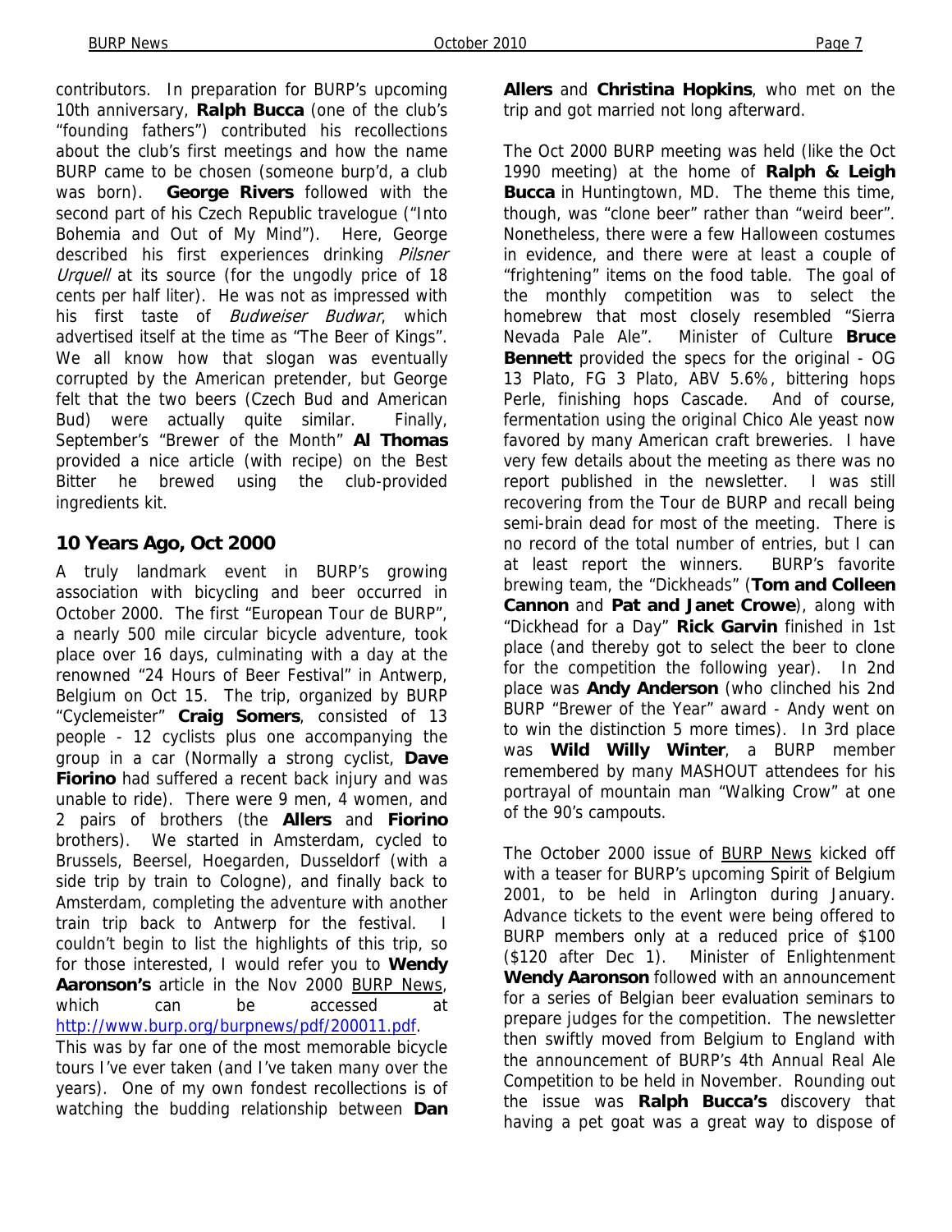contributors. In preparation for BURP's upcoming 10th anniversary, **Ralph Bucca** (one of the club's "founding fathers") contributed his recollections about the club's first meetings and how the name BURP came to be chosen (someone burp'd, a club was born). **George Rivers** followed with the second part of his Czech Republic travelogue ("Into Bohemia and Out of My Mind"). Here, George described his first experiences drinking *Pilsner Urquell* at its source (for the ungodly price of 18 cents per half liter). He was not as impressed with his first taste of *Budweiser Budwar*, which advertised itself at the time as "The Beer of Kings". We all know how that slogan was eventually corrupted by the American pretender, but George felt that the two beers (Czech Bud and American Bud) were actually quite similar. Finally, September's "Brewer of the Month" **Al Thomas** provided a nice article (with recipe) on the Best Bitter he brewed using the club-provided ingredients kit.

## 10 Years Ago, Oct 2000

A truly landmark event in BURP's growing association with bicycling and beer occurred in October 2000. The first "European Tour de BURP", a nearly 500 mile circular bicycle adventure, took place over 16 days, culminating with a day at the renowned "24 Hours of Beer Festival" in Antwerp, Belgium on Oct 15. The trip, organized by BURP "Cyclemeister" **Craig Somers**, consisted of 13 people - 12 cyclists plus one accompanying the group in a car (Normally a strong cyclist, **Dave Fiorino** had suffered a recent back injury and was unable to ride). There were 9 men, 4 women, and 2 pairs of brothers (the **Allers** and **Fiorino** brothers). We started in Amsterdam, cycled to Brussels, Beersel, Hoegarden, Dusseldorf (with a side trip by train to Cologne), and finally back to Amsterdam, completing the adventure with another train trip back to Antwerp for the festival. I couldn't begin to list the highlights of this trip, so for those interested, I would refer you to **Wendy Aaronson's** article in the Nov 2000 BURP News, which can be accessed at http://www.burp.org/burpnews/pdf/200011.pdf.

This was by far one of the most memorable bicycle tours I've ever taken (and I've taken many over the years). One of my own fondest recollections is of watching the budding relationship between **Dan Allers** and **Christina Hopkins**, who met on the trip and got married not long afterward.

The Oct 2000 BURP meeting was held (like the Oct 1990 meeting) at the home of **Ralph & Leigh Bucca** in Huntingtown, MD. The theme this time, though, was "clone beer" rather than "weird beer". Nonetheless, there were a few Halloween costumes in evidence, and there were at least a couple of "frightening" items on the food table. The goal of the monthly competition was to select the homebrew that most closely resembled "Sierra Nevada Pale Ale". Minister of Culture **Bruce Bennett** provided the specs for the original - OG 13 Plato, FG 3 Plato, ABV 5.6%, bittering hops Perle, finishing hops Cascade. And of course, fermentation using the original Chico Ale yeast now favored by many American craft breweries. I have very few details about the meeting as there was no report published in the newsletter. I was still recovering from the Tour de BURP and recall being semi-brain dead for most of the meeting. There is no record of the total number of entries, but I can at least report the winners. BURP's favorite brewing team, the "Dickheads" (**Tom and Colleen Cannon** and **Pat and Janet Crowe**), along with "Dickhead for a Day" **Rick Garvin** finished in 1st place (and thereby got to select the beer to clone for the competition the following year). In 2nd place was **Andy Anderson** (who clinched his 2nd BURP "Brewer of the Year" award - Andy went on to win the distinction 5 more times). In 3rd place was **Wild Willy Winter**, a BURP member remembered by many MASHOUT attendees for his portrayal of mountain man "Walking Crow" at one of the 90's campouts.

The October 2000 issue of BURP News kicked off with a teaser for BURP's upcoming Spirit of Belgium 2001, to be held in Arlington during January. Advance tickets to the event were being offered to BURP members only at a reduced price of \$100 (\$120 after Dec 1). Minister of Enlightenment **Wendy Aaronson** followed with an announcement for a series of Belgian beer evaluation seminars to prepare judges for the competition. The newsletter then swiftly moved from Belgium to England with the announcement of BURP's 4th Annual Real Ale Competition to be held in November. Rounding out the issue was **Ralph Bucca's** discovery that having a pet goat was a great way to dispose of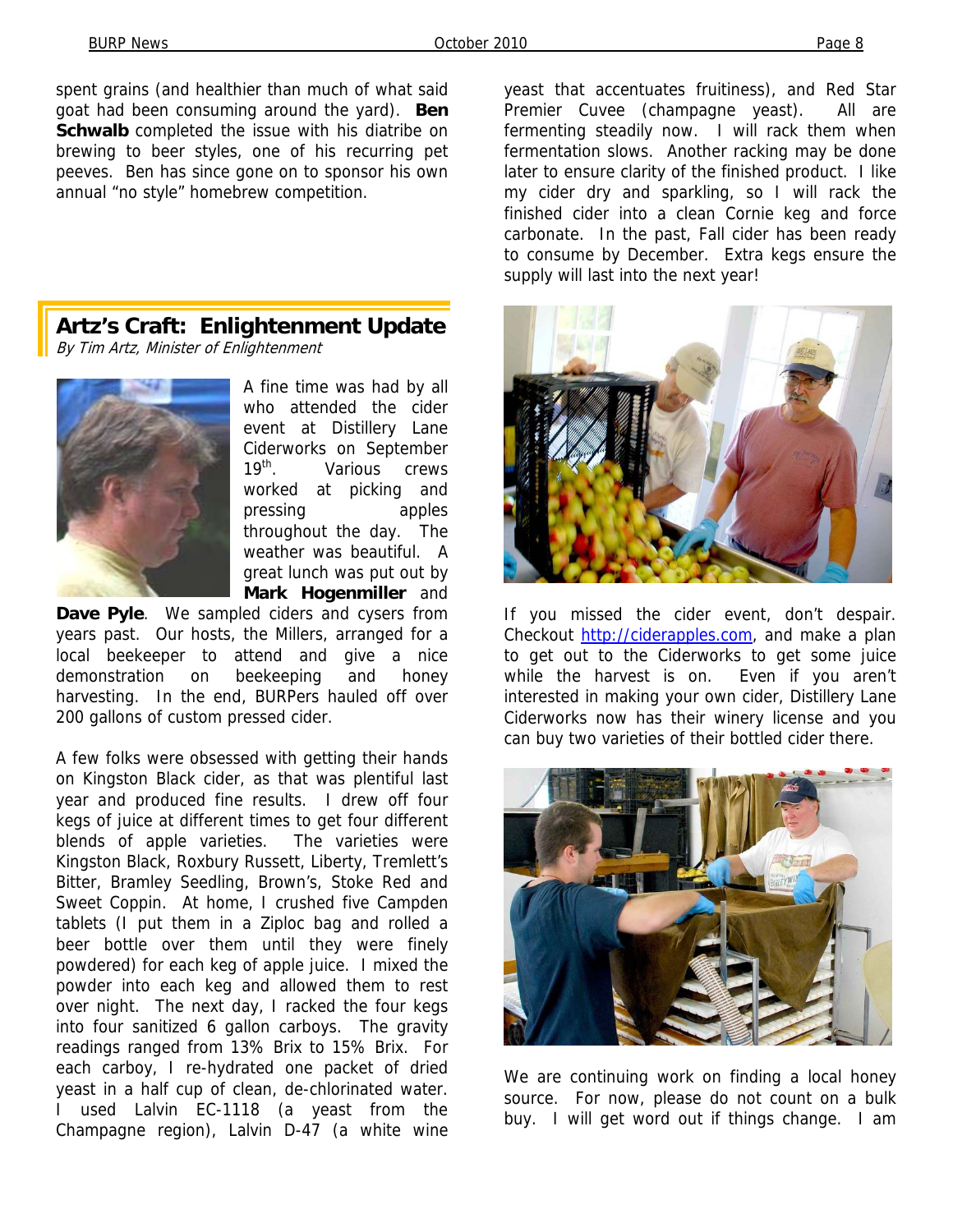spent grains (and healthier than much of what said goat had been consuming around the yard). **Ben Schwalb** completed the issue with his diatribe on brewing to beer styles, one of his recurring pet peeves. Ben has since gone on to sponsor his own annual "no style" homebrew competition.

## Artz's Craft: Enlightenment Update

*By Tim Artz, Minister of Enlightenment*

A fine time was had by all who attended the cider event at Distillery Lane Ciderworks on September 19th. Various crews worked at picking and pressing apples throughout the day. The weather was beautiful. A great lunch was put out by **Mark Hogenmiller** and **Dave Pyle**. We sampled ciders and cysers from years past. Our hosts, the Millers, arranged for a local beekeeper to attend and give a nice demonstration on beekeeping and honey harvesting. In the end, BURPers hauled off over 200 gallons of custom pressed cider.

A few folks were obsessed with getting their hands on Kingston Black cider, as that was plentiful last year and produced fine results. I drew off four kegs of juice at different times to get four different blends of apple varieties. The varieties were Kingston Black, Roxbury Russett, Liberty, Tremlett's Bitter, Bramley Seedling, Brown's, Stoke Red and Sweet Coppin. At home, I crushed five Campden tablets (I put them in a Ziploc bag and rolled a beer bottle over them until they were finely powdered) for each keg of apple juice. I mixed the powder into each keg and allowed them to rest over night. The next day, I racked the four kegs into four sanitized 6 gallon carboys. The gravity readings ranged from 13% Brix to 15% Brix. For each carboy, I re-hydrated one packet of dried yeast in a half cup of clean, de-chlorinated water. I used Lalvin EC-1118 (a yeast from the Champagne region), Lalvin D-47 (a white wine yeast that accentuates fruitiness), and Red Star Premier Cuvee (champagne yeast). All are fermenting steadily now. I will rack them when fermentation slows. Another racking may be done later to ensure clarity of the finished product. I like my cider dry and sparkling, so I will rack the finished cider into a clean Cornie keg and force carbonate. In the past, Fall cider has been ready to consume by December. Extra kegs ensure the supply will last into the next year!

If you missed the cider event, don't despair. Checkout http://ciderapples.com, and make a plan to get out to the Ciderworks to get some juice while the harvest is on. Even if you aren't interested in making your own cider, Distillery Lane Ciderworks now has their winery license and you can buy two varieties of their bottled cider there.

We are continuing work on finding a local honey source. For now, please do not count on a bulk buy. I will get word out if things change. I am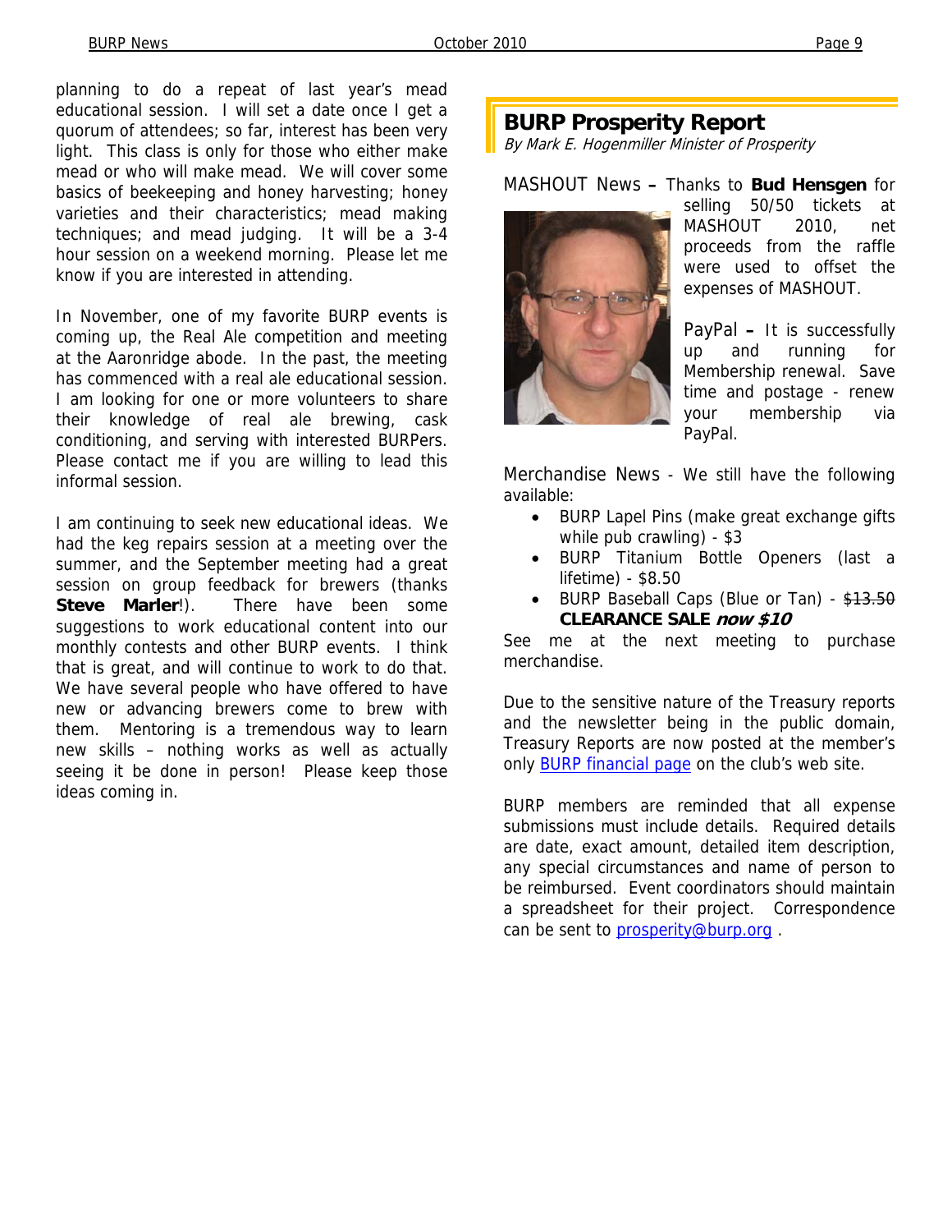planning to do a repeat of last year's mead educational session. I will set a date once I get a quorum of attendees; so far, interest has been very light. This class is only for those who either make mead or who will make mead. We will cover some basics of beekeeping and honey harvesting; honey varieties and their characteristics; mead making techiques; and mead judging. It will be a 3-4 hour session on a weekend morning. Please let me know if you are interested in attending.

In November, one of my favorite BURP events is coming up, the Real Ale competition and meeting at the Aaronridge abode. In the past, the meeting has commenced with a real ale educational session. I am looking for one or more volunteers to share their knowledge of real ale brewing, cask conditioning, and serving with interested BURPers. Please contact me if you are willing to lead this informal session.

I am continuing to seek new educational ideas. We had the keg repairs session at a meeting over the summer, and the September meeting had a great session on group feedback for brewers (thanks **Steve Marler**!). There have been some suggestions to work educational content into our monthly contests and other BURP events. I think that is great, and will continue to work to do that. We have several people who have offered to have new or advancing brewers come to brew with them. Mentoring is a tremendous way to learn new skills – nothing works as well as actually seeing it be done in person! Please keep those ideas coming in.

## BURP Prosperity Report

*By Mark E. Hogenmiller Minister of Prosperity*

MASHOUT News – Thanks to **Bud Hensgen** for selling 50/50 tickets at MASHOUT 2010, net proceeds from the raffle were used to offset the expenses of MASHOUT.

PayPal – It is successfully up and running for Membership renewal. Save time and postage - renew your membership via PayPal.

Merchandise News - We still have the following available:

- BURP Lapel Pins (make great exchange gifts while pub crawling) - $3
- BURP Titanium Bottle Openers (last a lifetime) - $8.50
- BURP Baseball Caps (Blue or Tan) - ~~$13.50~~ **CLEARANCE SALE *now $10***

See me at the next meeting to purchase merchandise.

Due to the sensitive nature of the Treasury reports and the newsletter being in the public domain, Treasury Reports are now posted at the member's only [BURP financial page] on the club's web site.

BURP members are reminded that all expense submissions must include details. Required details are date, exact amount, detailed item description, any special circumstances and name of person to be reimbursed. Event coordinators should maintain a spreadsheet for their project. Correspondence can be sent to prosperity@burp.org .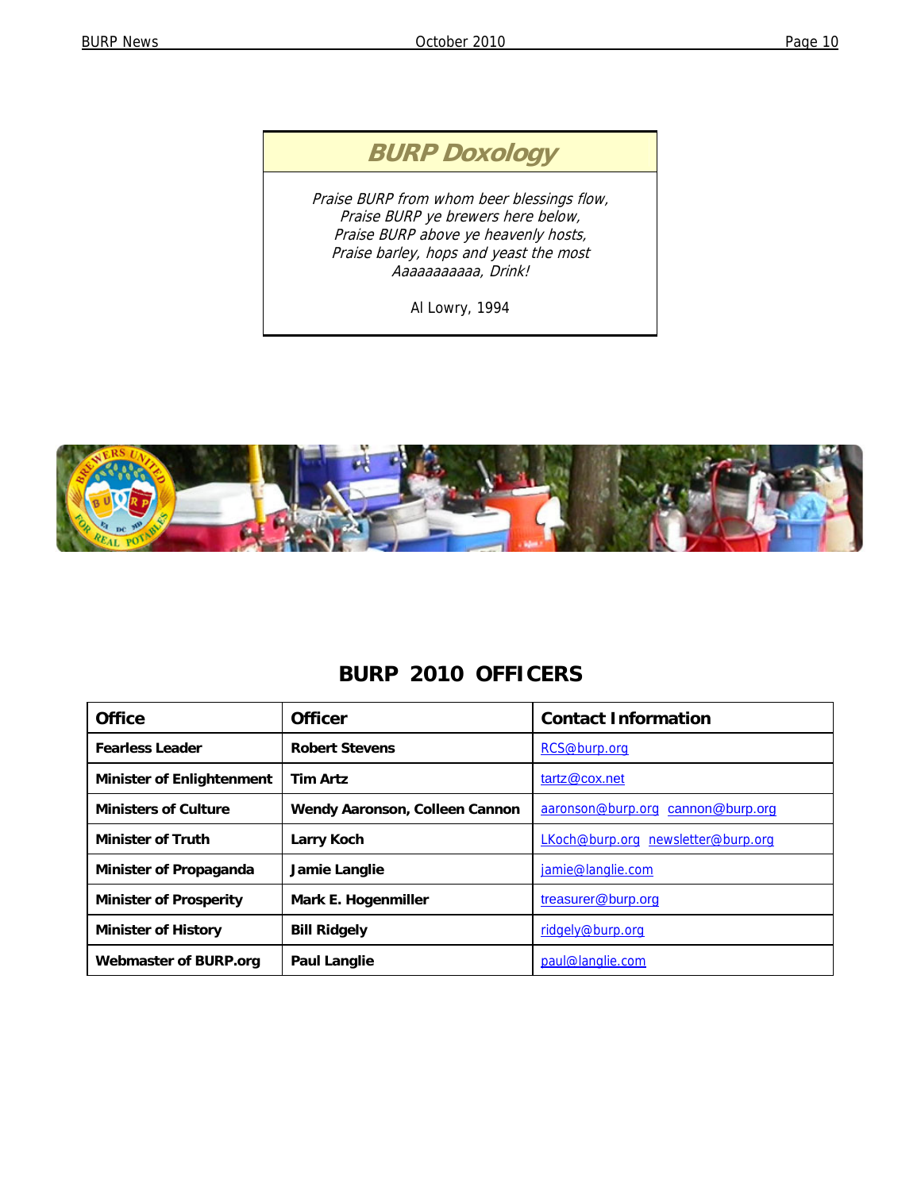## BURP Doxology

*Praise BURP from whom beer blessings flow,*
*Praise BURP ye brewers here below,*
*Praise BURP above ye heavenly hosts,*
*Praise barley, hops and yeast the most*
*Aaaaaaaaaaa, Drink!*

Al Lowry, 1994

## BURP 2010 OFFICERS

| Office | Officer | Contact Information |
|---|---|---|
| **Fearless Leader** | **Robert Stevens** | RCS@burp.org |
| **Minister of Enlightenment** | **Tim Artz** | tartz@cox.net |
| **Ministers of Culture** | **Wendy Aaronson, Colleen Cannon** | aaronson@burp.org cannon@burp.org |
| **Minister of Truth** | **Larry Koch** | LKoch@burp.org newsletter@burp.org |
| **Minister of Propaganda** | **Jamie Langlie** | jamie@langlie.com |
| **Minister of Prosperity** | **Mark E. Hogenmiller** | treasurer@burp.org |
| **Minister of History** | **Bill Ridgely** | ridgely@burp.org |
| **Webmaster of BURP.org** | **Paul Langlie** | paul@langlie.com |